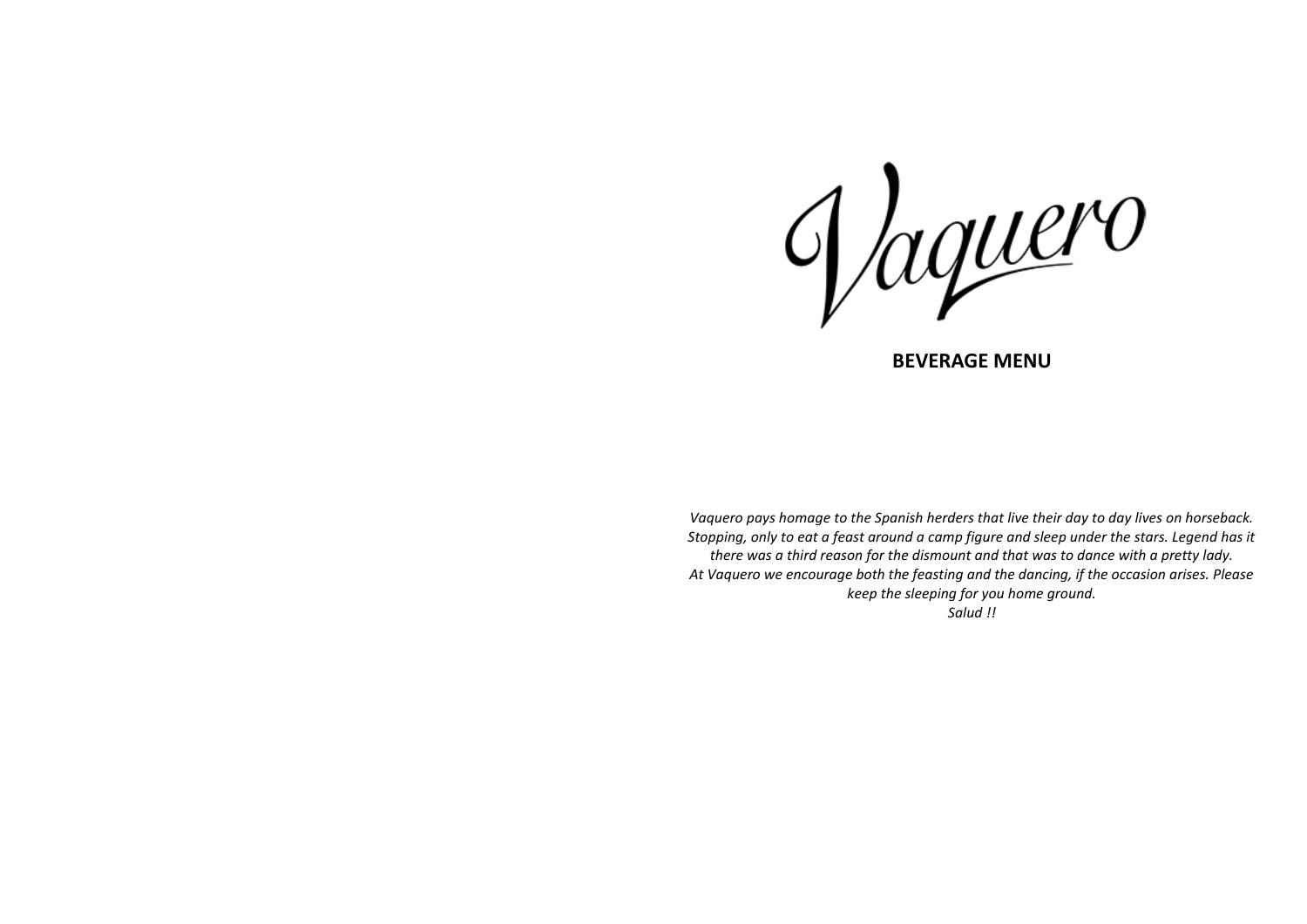# Vaquero

## BEVERAGE MENU

*Vaquero pays homage to the Spanish herders that live their day to day lives on horseback. Stopping, only to eat a feast around a camp figure and sleep under the stars. Legend has it there was a third reason for the dismount and that was to dance with a pretty lady. At Vaquero we encourage both the feasting and the dancing, if the occasion arises. Please keep the sleeping for you home ground.*

*Salud !!*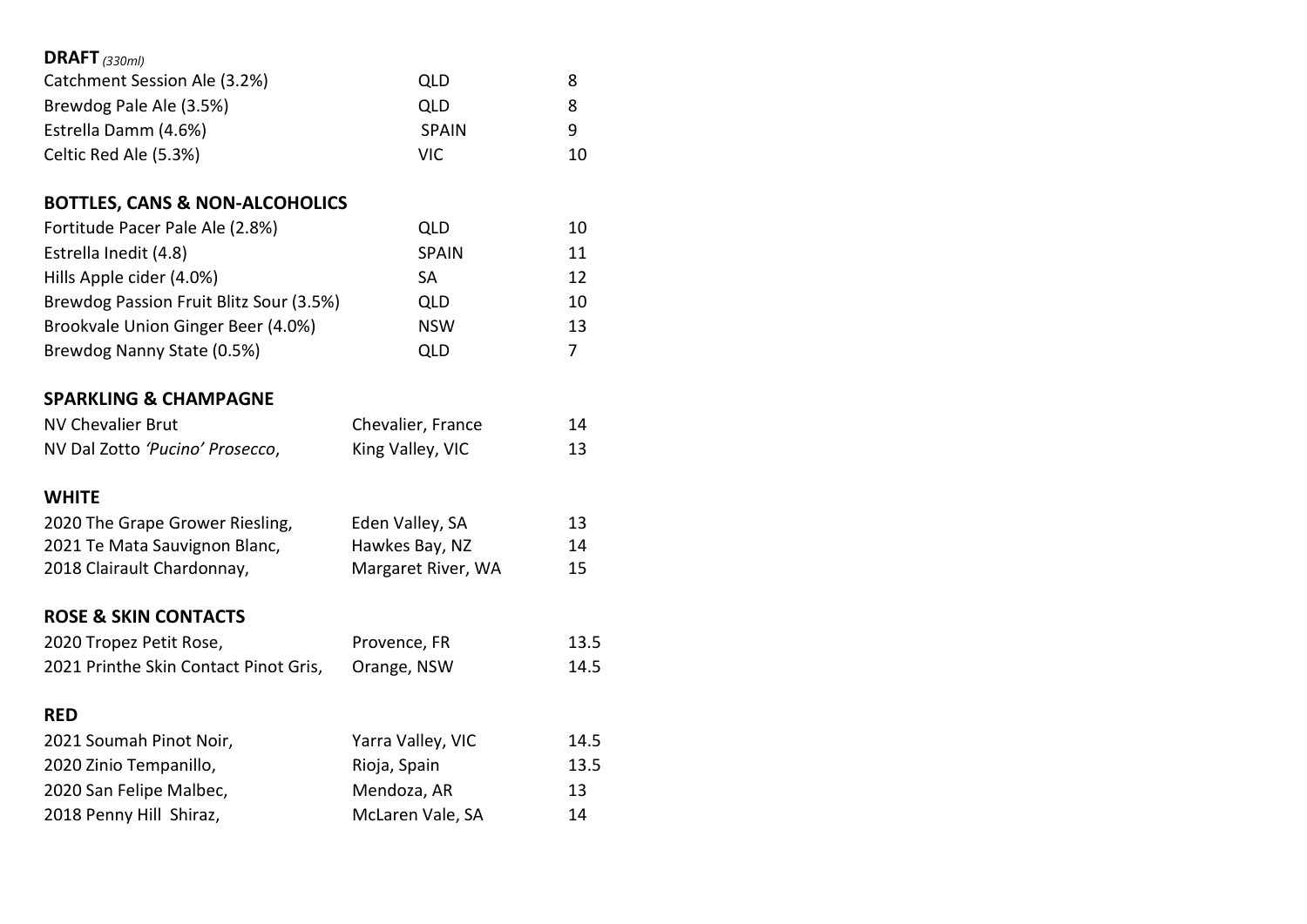**DRAFT** *(330ml)*

| | | |
|---|---|---|
| Catchment Session Ale (3.2%) | QLD | 8 |
| Brewdog Pale Ale (3.5%) | QLD | 8 |
| Estrella Damm (4.6%) | SPAIN | 9 |
| Celtic Red Ale (5.3%) | VIC | 10 |

**BOTTLES, CANS & NON-ALCOHOLICS**

| | | |
|---|---|---|
| Fortitude Pacer Pale Ale (2.8%) | QLD | 10 |
| Estrella Inedit (4.8) | SPAIN | 11 |
| Hills Apple cider (4.0%) | SA | 12 |
| Brewdog Passion Fruit Blitz Sour (3.5%) | QLD | 10 |
| Brookvale Union Ginger Beer (4.0%) | NSW | 13 |
| Brewdog Nanny State (0.5%) | QLD | 7 |

**SPARKLING & CHAMPAGNE**

| | | |
|---|---|---|
| NV Chevalier Brut | Chevalier, France | 14 |
| NV Dal Zotto *'Pucino' Prosecco*, | King Valley, VIC | 13 |

**WHITE**

| | | |
|---|---|---|
| 2020 The Grape Grower Riesling, | Eden Valley, SA | 13 |
| 2021 Te Mata Sauvignon Blanc, | Hawkes Bay, NZ | 14 |
| 2018 Clairault Chardonnay, | Margaret River, WA | 15 |

**ROSE & SKIN CONTACTS**

| | | |
|---|---|---|
| 2020 Tropez Petit Rose, | Provence, FR | 13.5 |
| 2021 Printhe Skin Contact Pinot Gris, | Orange, NSW | 14.5 |

**RED**

| | | |
|---|---|---|
| 2021 Soumah Pinot Noir, | Yarra Valley, VIC | 14.5 |
| 2020 Zinio Tempanillo, | Rioja, Spain | 13.5 |
| 2020 San Felipe Malbec, | Mendoza, AR | 13 |
| 2018 Penny Hill Shiraz, | McLaren Vale, SA | 14 |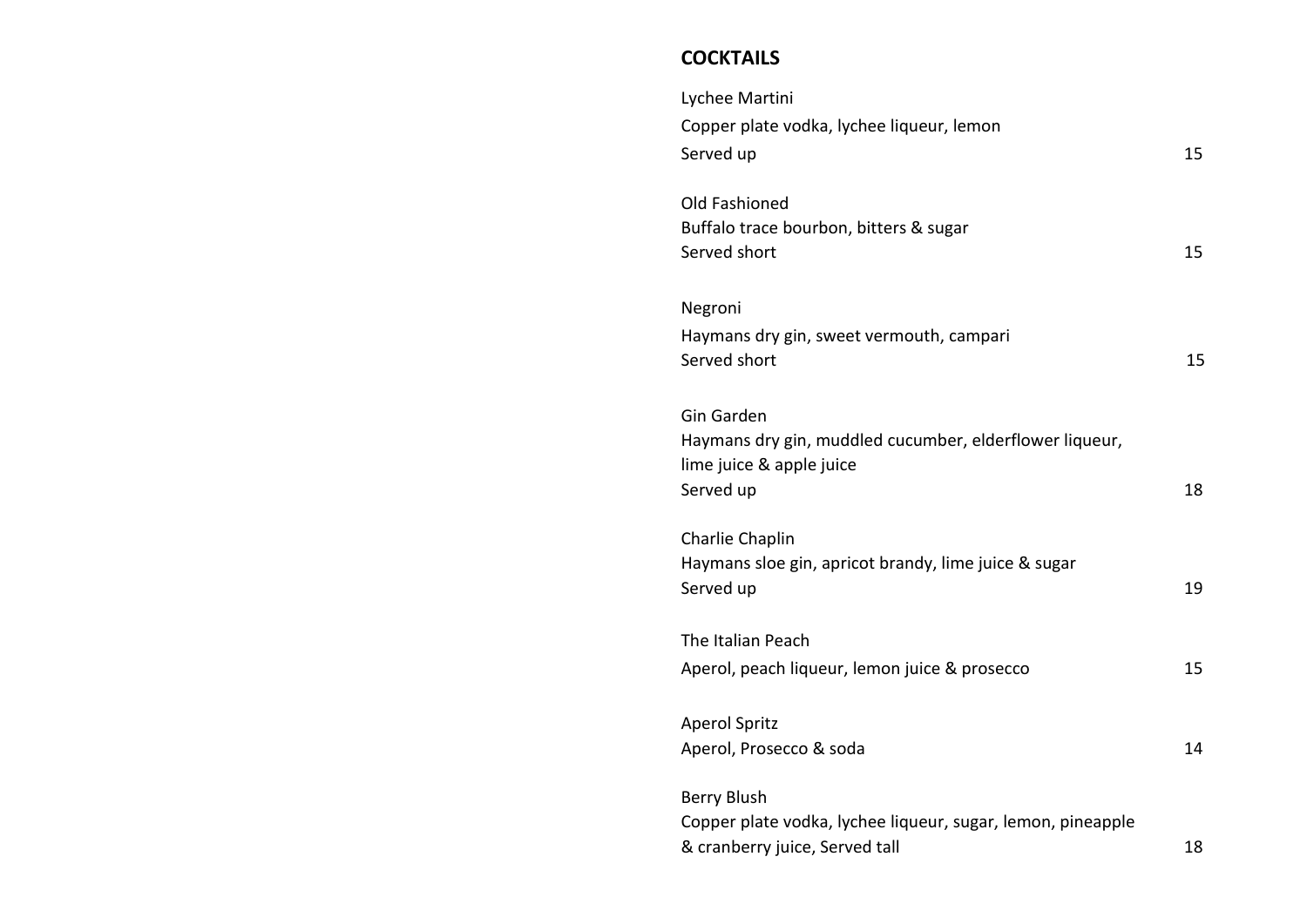## COCKTAILS

Lychee Martini
Copper plate vodka, lychee liqueur, lemon
Served up 15

Old Fashioned
Buffalo trace bourbon, bitters & sugar
Served short 15

Negroni
Haymans dry gin, sweet vermouth, campari
Served short 15

Gin Garden
Haymans dry gin, muddled cucumber, elderflower liqueur,
lime juice & apple juice
Served up 18

Charlie Chaplin
Haymans sloe gin, apricot brandy, lime juice & sugar
Served up 19

The Italian Peach
Aperol, peach liqueur, lemon juice & prosecco 15

Aperol Spritz
Aperol, Prosecco & soda 14

Berry Blush
Copper plate vodka, lychee liqueur, sugar, lemon, pineapple
& cranberry juice, Served tall 18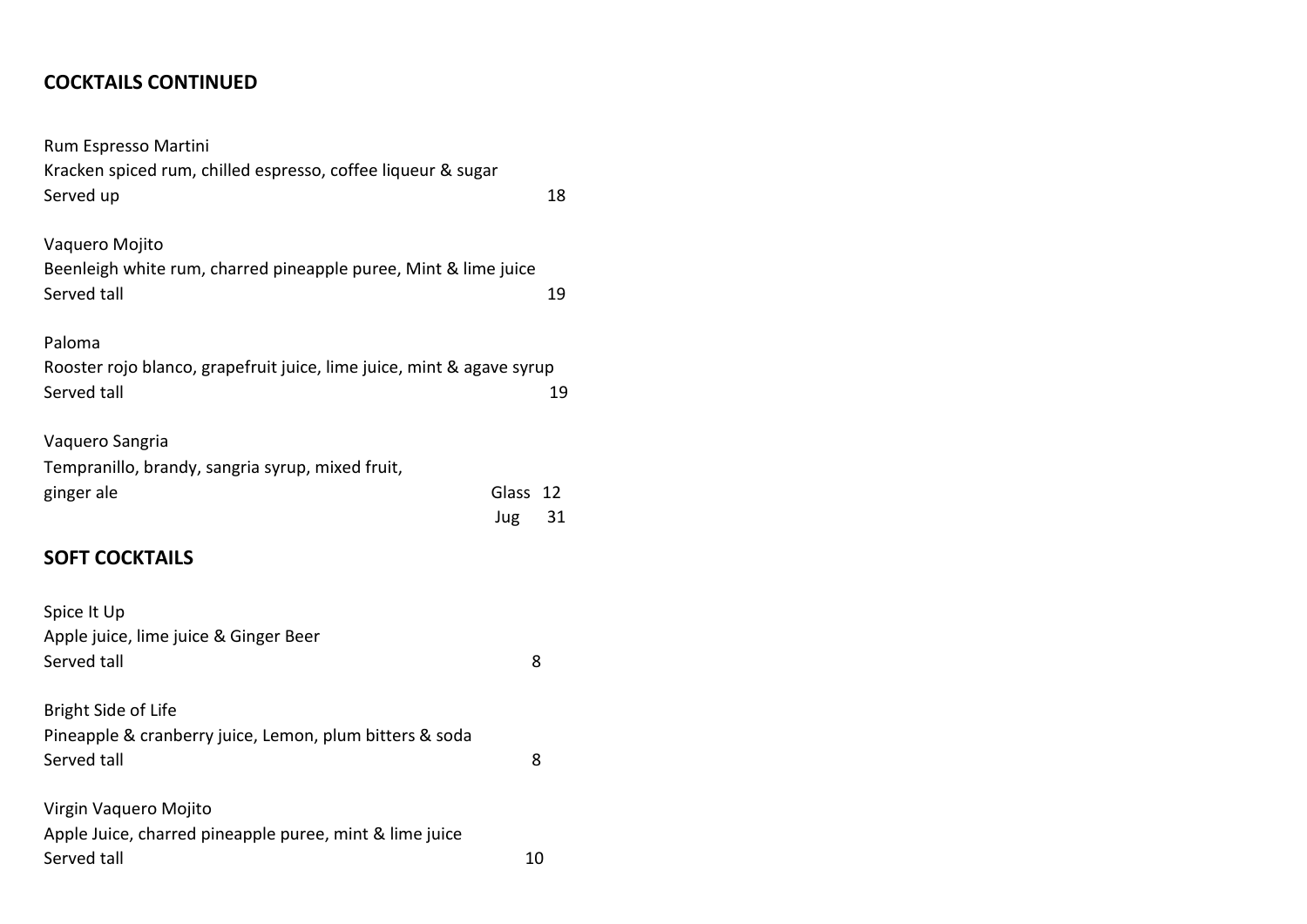## COCKTAILS CONTINUED

Rum Espresso Martini
Kracken spiced rum, chilled espresso, coffee liqueur & sugar
Served up 18

Vaquero Mojito
Beenleigh white rum, charred pineapple puree, Mint & lime juice
Served tall 19

Paloma
Rooster rojo blanco, grapefruit juice, lime juice, mint & agave syrup
Served tall 19

Vaquero Sangria
Tempranillo, brandy, sangria syrup, mixed fruit,
ginger ale Glass 12
Jug 31

## SOFT COCKTAILS

Spice It Up
Apple juice, lime juice & Ginger Beer
Served tall 8

Bright Side of Life
Pineapple & cranberry juice, Lemon, plum bitters & soda
Served tall 8

Virgin Vaquero Mojito
Apple Juice, charred pineapple puree, mint & lime juice
Served tall 10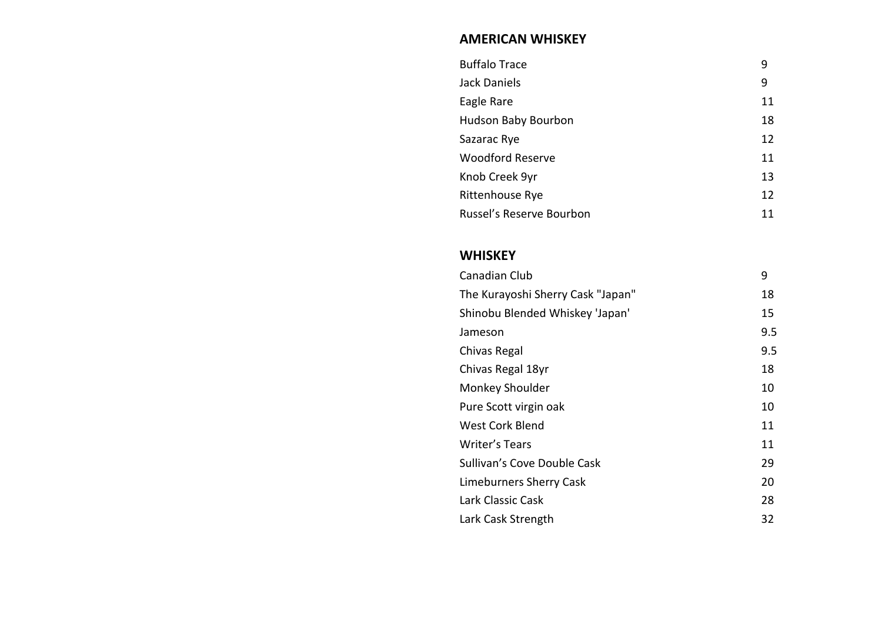## AMERICAN WHISKEY

| | |
|---|---|
| Buffalo Trace | 9 |
| Jack Daniels | 9 |
| Eagle Rare | 11 |
| Hudson Baby Bourbon | 18 |
| Sazarac Rye | 12 |
| Woodford Reserve | 11 |
| Knob Creek 9yr | 13 |
| Rittenhouse Rye | 12 |
| Russel's Reserve Bourbon | 11 |

## WHISKEY

| | |
|---|---|
| Canadian Club | 9 |
| The Kurayoshi Sherry Cask "Japan" | 18 |
| Shinobu Blended Whiskey 'Japan' | 15 |
| Jameson | 9.5 |
| Chivas Regal | 9.5 |
| Chivas Regal 18yr | 18 |
| Monkey Shoulder | 10 |
| Pure Scott virgin oak | 10 |
| West Cork Blend | 11 |
| Writer's Tears | 11 |
| Sullivan's Cove Double Cask | 29 |
| Limeburners Sherry Cask | 20 |
| Lark Classic Cask | 28 |
| Lark Cask Strength | 32 |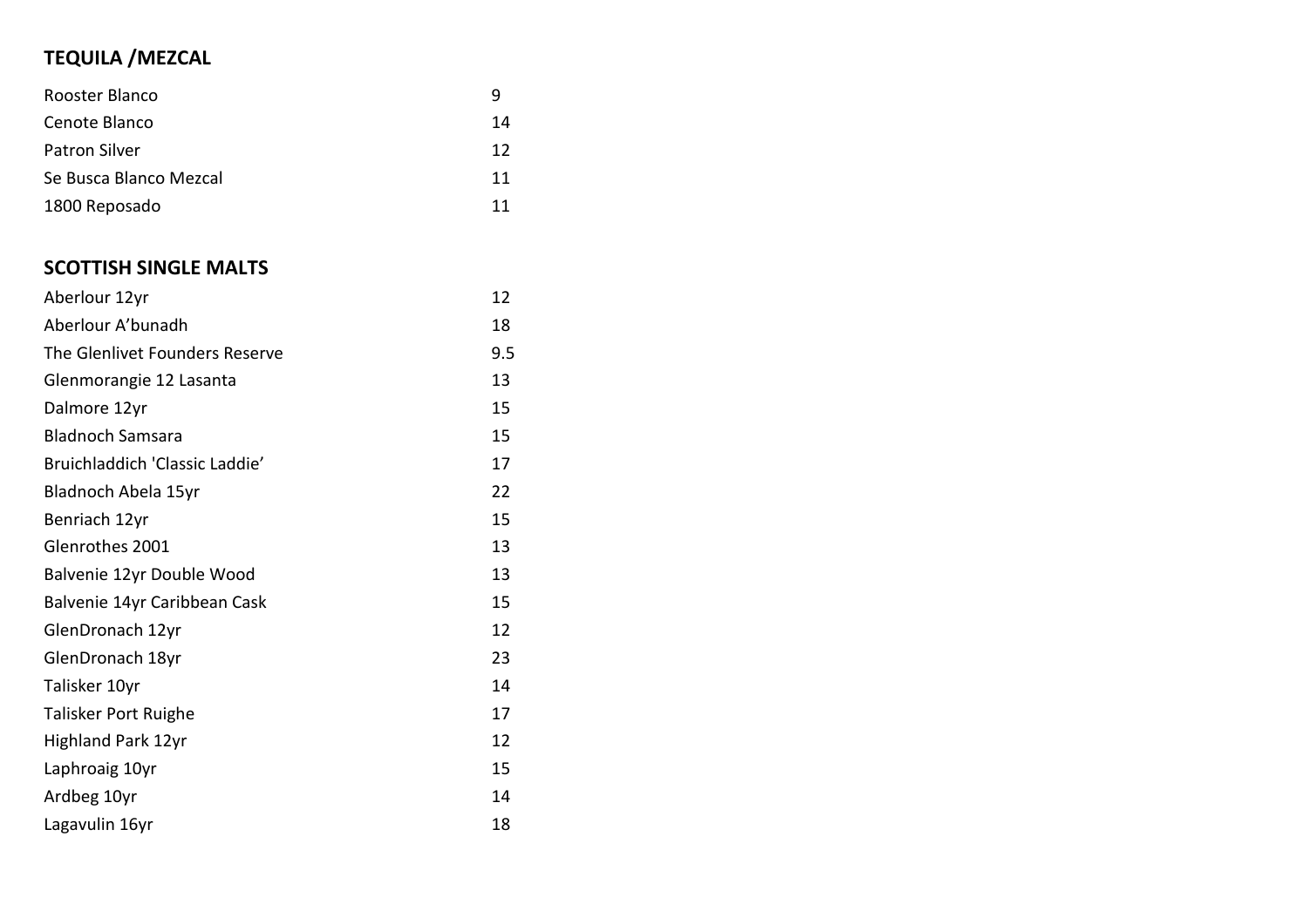## TEQUILA /MEZCAL

| | |
|---|---|
| Rooster Blanco | 9 |
| Cenote Blanco | 14 |
| Patron Silver | 12 |
| Se Busca Blanco Mezcal | 11 |
| 1800 Reposado | 11 |

## SCOTTISH SINGLE MALTS

| | |
|---|---|
| Aberlour 12yr | 12 |
| Aberlour A'bunadh | 18 |
| The Glenlivet Founders Reserve | 9.5 |
| Glenmorangie 12 Lasanta | 13 |
| Dalmore 12yr | 15 |
| Bladnoch Samsara | 15 |
| Bruichladdich 'Classic Laddie' | 17 |
| Bladnoch Abela 15yr | 22 |
| Benriach 12yr | 15 |
| Glenrothes 2001 | 13 |
| Balvenie 12yr Double Wood | 13 |
| Balvenie 14yr Caribbean Cask | 15 |
| GlenDronach 12yr | 12 |
| GlenDronach 18yr | 23 |
| Talisker 10yr | 14 |
| Talisker Port Ruighe | 17 |
| Highland Park 12yr | 12 |
| Laphroaig 10yr | 15 |
| Ardbeg 10yr | 14 |
| Lagavulin 16yr | 18 |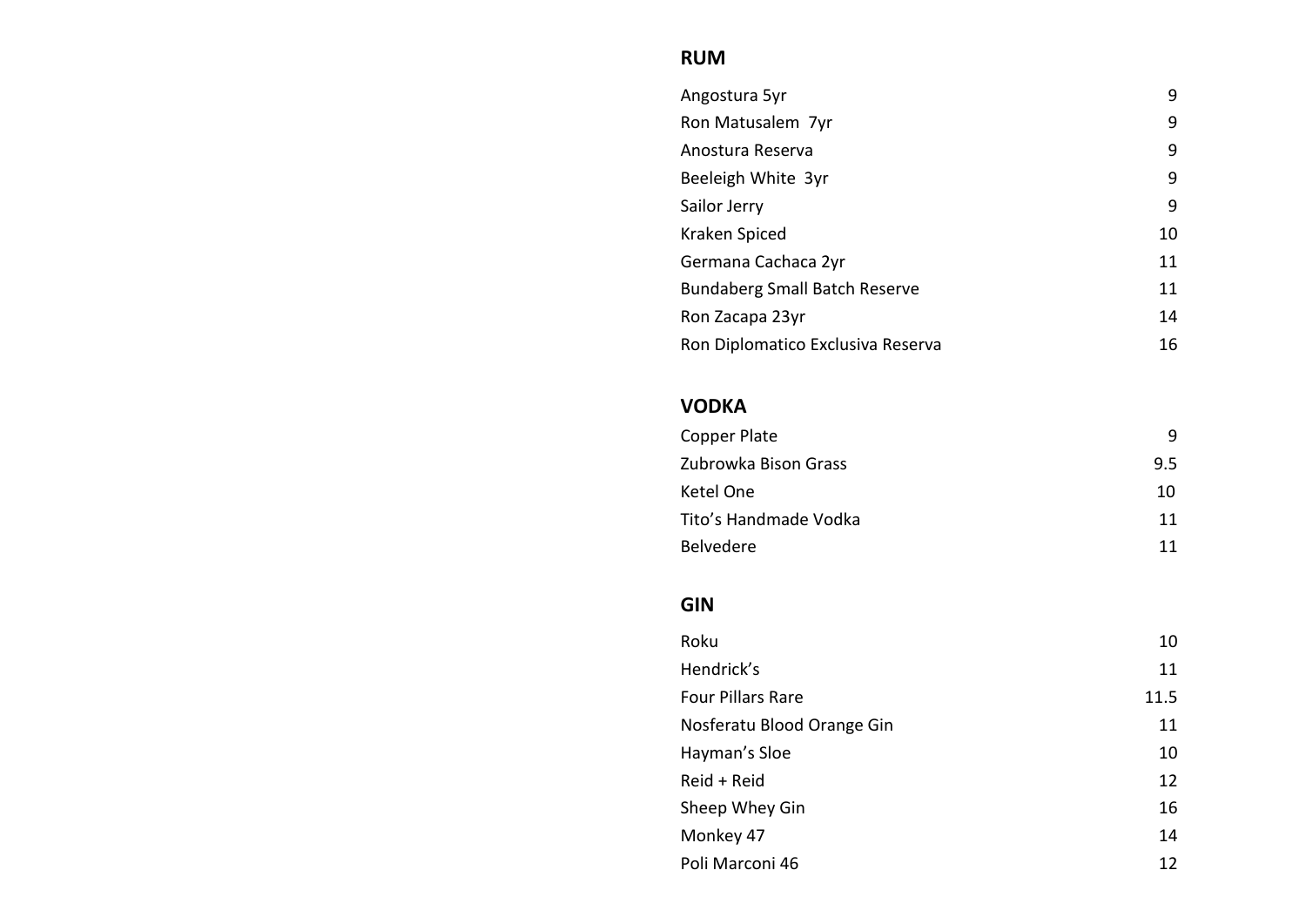## RUM

| | |
|---|---|
| Angostura 5yr | 9 |
| Ron Matusalem 7yr | 9 |
| Anostura Reserva | 9 |
| Beeleigh White 3yr | 9 |
| Sailor Jerry | 9 |
| Kraken Spiced | 10 |
| Germana Cachaca 2yr | 11 |
| Bundaberg Small Batch Reserve | 11 |
| Ron Zacapa 23yr | 14 |
| Ron Diplomatico Exclusiva Reserva | 16 |

## VODKA

| | |
|---|---|
| Copper Plate | 9 |
| Zubrowka Bison Grass | 9.5 |
| Ketel One | 10 |
| Tito's Handmade Vodka | 11 |
| Belvedere | 11 |

## GIN

| | |
|---|---|
| Roku | 10 |
| Hendrick's | 11 |
| Four Pillars Rare | 11.5 |
| Nosferatu Blood Orange Gin | 11 |
| Hayman's Sloe | 10 |
| Reid + Reid | 12 |
| Sheep Whey Gin | 16 |
| Monkey 47 | 14 |
| Poli Marconi 46 | 12 |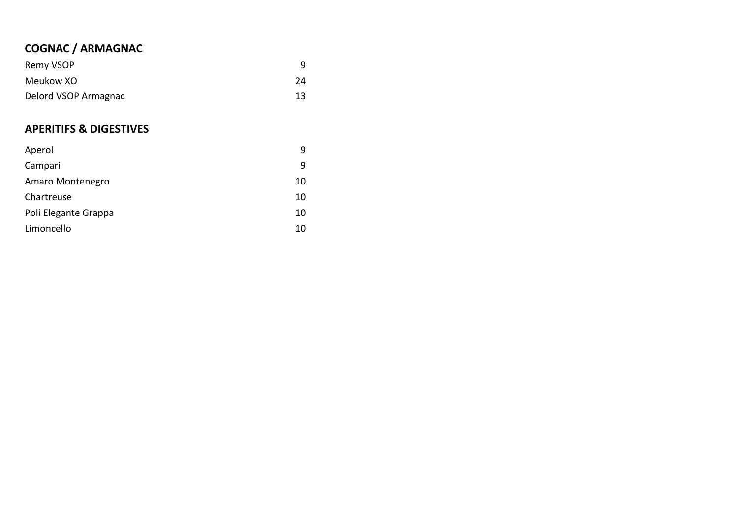## COGNAC / ARMAGNAC

| | |
|---|---|
| Remy VSOP | 9 |
| Meukow XO | 24 |
| Delord VSOP Armagnac | 13 |

## APERITIFS & DIGESTIVES

| | |
|---|---|
| Aperol | 9 |
| Campari | 9 |
| Amaro Montenegro | 10 |
| Chartreuse | 10 |
| Poli Elegante Grappa | 10 |
| Limoncello | 10 |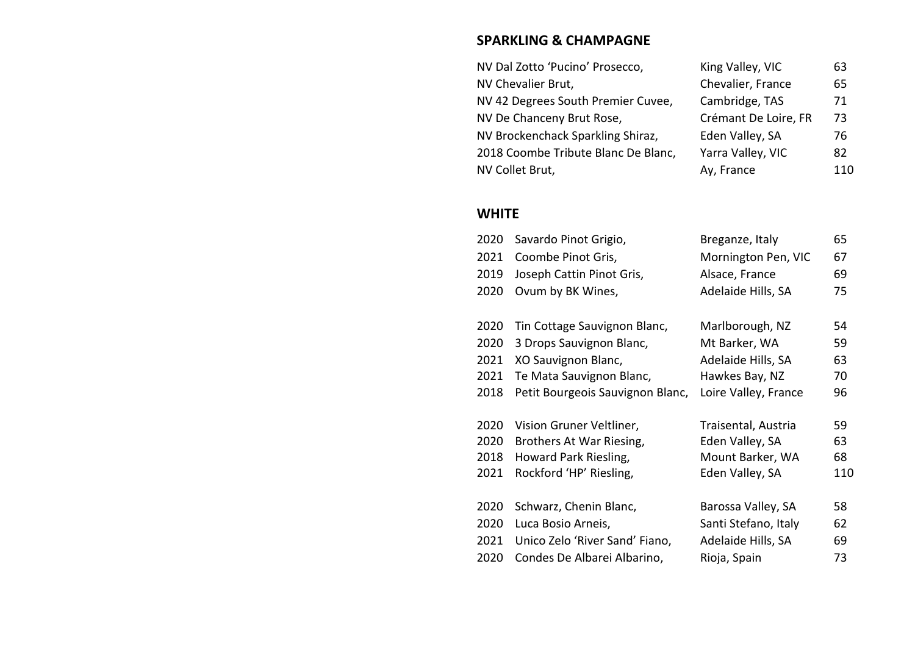## SPARKLING & CHAMPAGNE

| | | |
|---|---|---|
| NV Dal Zotto 'Pucino' Prosecco, | King Valley, VIC | 63 |
| NV Chevalier Brut, | Chevalier, France | 65 |
| NV 42 Degrees South Premier Cuvee, | Cambridge, TAS | 71 |
| NV De Chanceny Brut Rose, | Crémant De Loire, FR | 73 |
| NV Brockenchack Sparkling Shiraz, | Eden Valley, SA | 76 |
| 2018 Coombe Tribute Blanc De Blanc, | Yarra Valley, VIC | 82 |
| NV Collet Brut, | Ay, France | 110 |

## WHITE

| | | | |
|---|---|---|---|
| 2020 | Savardo Pinot Grigio, | Breganze, Italy | 65 |
| 2021 | Coombe Pinot Gris, | Mornington Pen, VIC | 67 |
| 2019 | Joseph Cattin Pinot Gris, | Alsace, France | 69 |
| 2020 | Ovum by BK Wines, | Adelaide Hills, SA | 75 |
| 2020 | Tin Cottage Sauvignon Blanc, | Marlborough, NZ | 54 |
| 2020 | 3 Drops Sauvignon Blanc, | Mt Barker, WA | 59 |
| 2021 | XO Sauvignon Blanc, | Adelaide Hills, SA | 63 |
| 2021 | Te Mata Sauvignon Blanc, | Hawkes Bay, NZ | 70 |
| 2018 | Petit Bourgeois Sauvignon Blanc, | Loire Valley, France | 96 |
| 2020 | Vision Gruner Veltliner, | Traisental, Austria | 59 |
| 2020 | Brothers At War Riesing, | Eden Valley, SA | 63 |
| 2018 | Howard Park Riesling, | Mount Barker, WA | 68 |
| 2021 | Rockford 'HP' Riesling, | Eden Valley, SA | 110 |
| 2020 | Schwarz, Chenin Blanc, | Barossa Valley, SA | 58 |
| 2020 | Luca Bosio Arneis, | Santi Stefano, Italy | 62 |
| 2021 | Unico Zelo 'River Sand' Fiano, | Adelaide Hills, SA | 69 |
| 2020 | Condes De Albarei Albarino, | Rioja, Spain | 73 |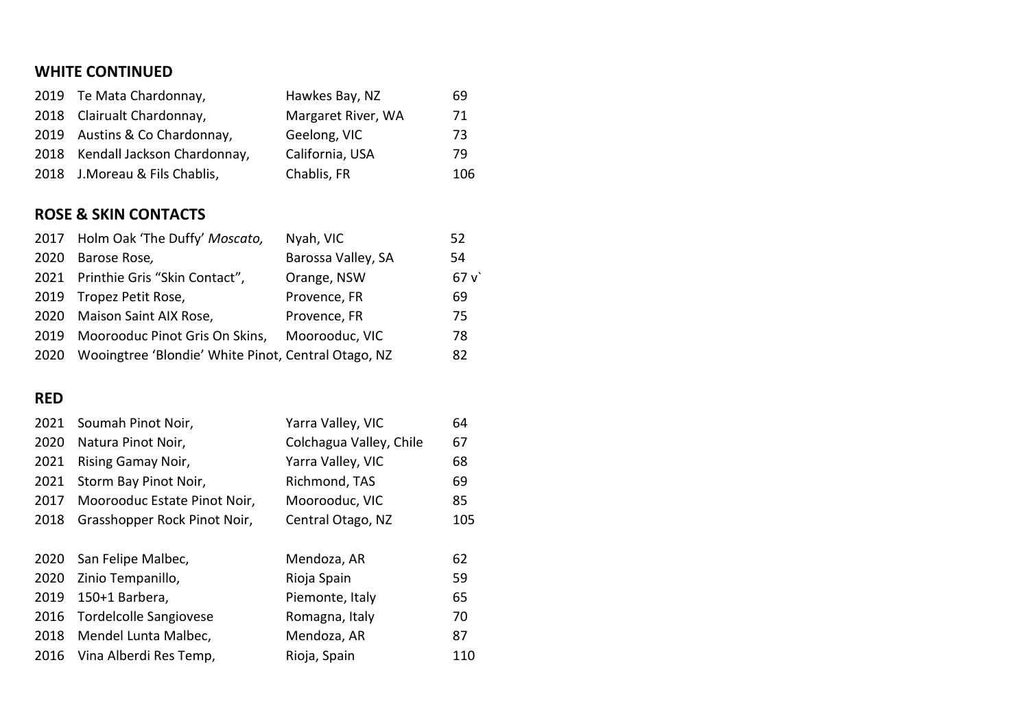## WHITE CONTINUED

| | | | |
|---|---|---|---|
| 2019 | Te Mata Chardonnay, | Hawkes Bay, NZ | 69 |
| 2018 | Clairualt Chardonnay, | Margaret River, WA | 71 |
| 2019 | Austins & Co Chardonnay, | Geelong, VIC | 73 |
| 2018 | Kendall Jackson Chardonnay, | California, USA | 79 |
| 2018 | J.Moreau & Fils Chablis, | Chablis, FR | 106 |

## ROSE & SKIN CONTACTS

| | | | |
|---|---|---|---|
| 2017 | Holm Oak 'The Duffy' *Moscato,* | Nyah, VIC | 52 |
| 2020 | Barose Rose*,* | Barossa Valley, SA | 54 |
| 2021 | Printhie Gris "Skin Contact", | Orange, NSW | 67 v` |
| 2019 | Tropez Petit Rose, | Provence, FR | 69 |
| 2020 | Maison Saint AIX Rose, | Provence, FR | 75 |
| 2019 | Moorooduc Pinot Gris On Skins, | Moorooduc, VIC | 78 |
| 2020 | Wooingtree 'Blondie' White Pinot, | Central Otago, NZ | 82 |

## RED

| | | | |
|---|---|---|---|
| 2021 | Soumah Pinot Noir, | Yarra Valley, VIC | 64 |
| 2020 | Natura Pinot Noir, | Colchagua Valley, Chile | 67 |
| 2021 | Rising Gamay Noir, | Yarra Valley, VIC | 68 |
| 2021 | Storm Bay Pinot Noir, | Richmond, TAS | 69 |
| 2017 | Moorooduc Estate Pinot Noir, | Moorooduc, VIC | 85 |
| 2018 | Grasshopper Rock Pinot Noir, | Central Otago, NZ | 105 |
| | | | |
| 2020 | San Felipe Malbec, | Mendoza, AR | 62 |
| 2020 | Zinio Tempanillo, | Rioja Spain | 59 |
| 2019 | 150+1 Barbera, | Piemonte, Italy | 65 |
| 2016 | Tordelcolle Sangiovese | Romagna, Italy | 70 |
| 2018 | Mendel Lunta Malbec, | Mendoza, AR | 87 |
| 2016 | Vina Alberdi Res Temp, | Rioja, Spain | 110 |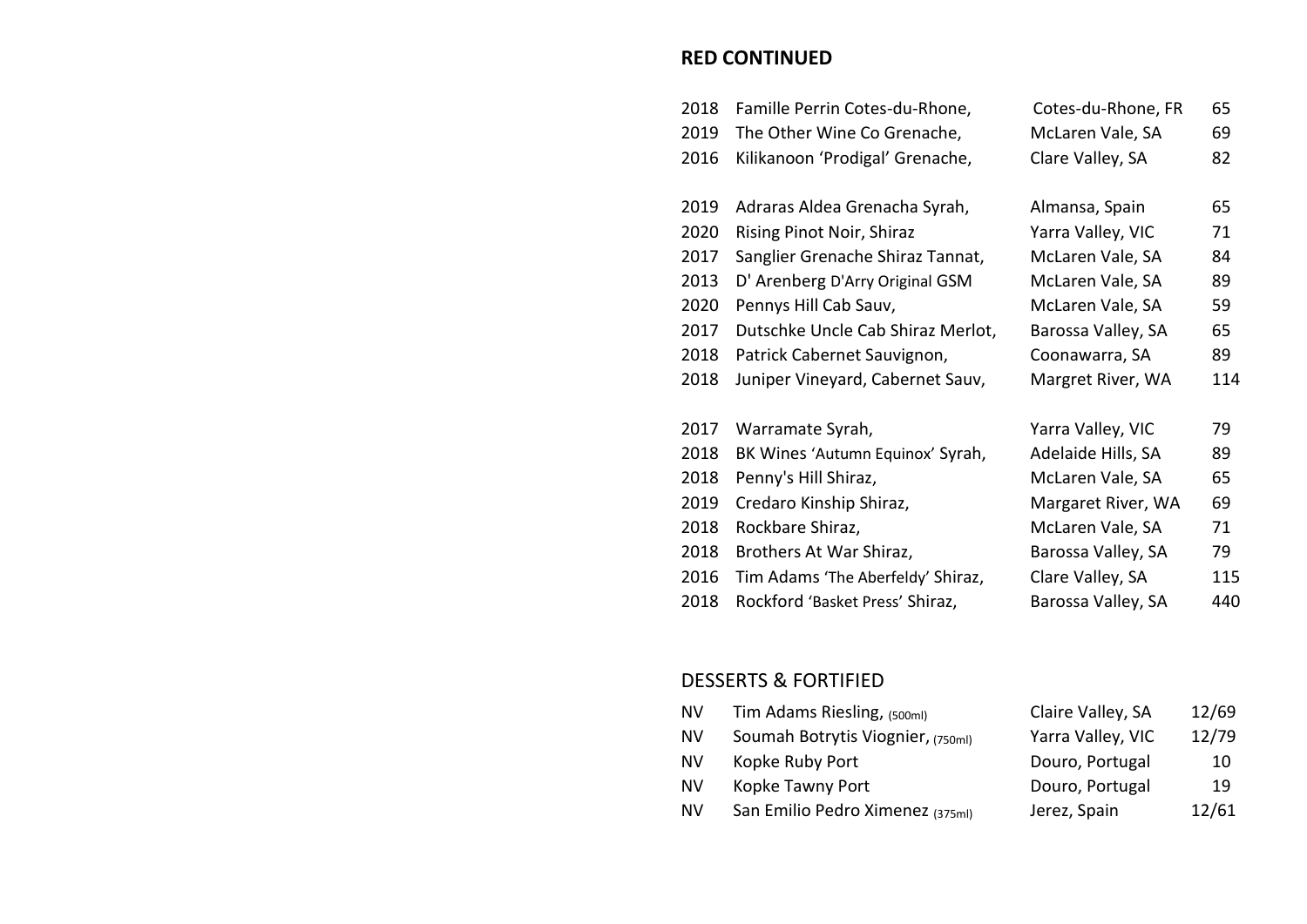**RED CONTINUED**

| | | | |
|---|---|---|---|
| 2018 | Famille Perrin Cotes-du-Rhone, | Cotes-du-Rhone, FR | 65 |
| 2019 | The Other Wine Co Grenache, | McLaren Vale, SA | 69 |
| 2016 | Kilikanoon 'Prodigal' Grenache, | Clare Valley, SA | 82 |
| | | | |
| 2019 | Adraras Aldea Grenacha Syrah, | Almansa, Spain | 65 |
| 2020 | Rising Pinot Noir, Shiraz | Yarra Valley, VIC | 71 |
| 2017 | Sanglier Grenache Shiraz Tannat, | McLaren Vale, SA | 84 |
| 2013 | D' Arenberg D'Arry Original GSM | McLaren Vale, SA | 89 |
| 2020 | Pennys Hill Cab Sauv, | McLaren Vale, SA | 59 |
| 2017 | Dutschke Uncle Cab Shiraz Merlot, | Barossa Valley, SA | 65 |
| 2018 | Patrick Cabernet Sauvignon, | Coonawarra, SA | 89 |
| 2018 | Juniper Vineyard, Cabernet Sauv, | Margret River, WA | 114 |
| | | | |
| 2017 | Warramate Syrah, | Yarra Valley, VIC | 79 |
| 2018 | BK Wines 'Autumn Equinox' Syrah, | Adelaide Hills, SA | 89 |
| 2018 | Penny's Hill Shiraz, | McLaren Vale, SA | 65 |
| 2019 | Credaro Kinship Shiraz, | Margaret River, WA | 69 |
| 2018 | Rockbare Shiraz, | McLaren Vale, SA | 71 |
| 2018 | Brothers At War Shiraz, | Barossa Valley, SA | 79 |
| 2016 | Tim Adams 'The Aberfeldy' Shiraz, | Clare Valley, SA | 115 |
| 2018 | Rockford 'Basket Press' Shiraz, | Barossa Valley, SA | 440 |

## DESSERTS & FORTIFIED

| | | | |
|---|---|---|---|
| NV | Tim Adams Riesling, (500ml) | Claire Valley, SA | 12/69 |
| NV | Soumah Botrytis Viognier, (750ml) | Yarra Valley, VIC | 12/79 |
| NV | Kopke Ruby Port | Douro, Portugal | 10 |
| NV | Kopke Tawny Port | Douro, Portugal | 19 |
| NV | San Emilio Pedro Ximenez (375ml) | Jerez, Spain | 12/61 |